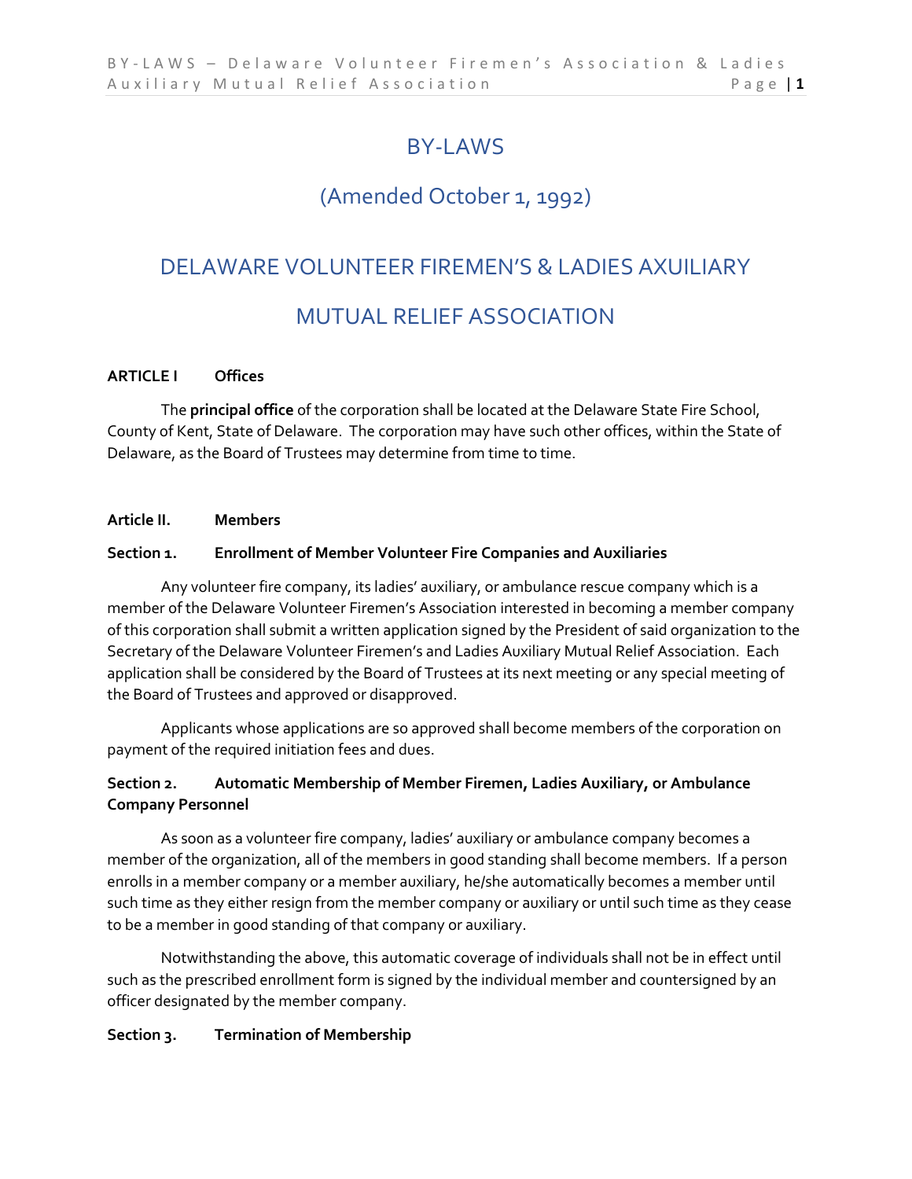# BY-LAWS

## (Amended October 1, 1992)

# DELAWARE VOLUNTEER FIREMEN'S & LADIES AXUILIARY

# MUTUAL RELIEF ASSOCIATION

**ARTICLE I Offices**

The **principal office** of the corporation shall be located at the Delaware State Fire School, County of Kent, State of Delaware. The corporation may have such other offices, within the State of Delaware, as the Board of Trustees may determine from time to time.

**Article II. Members**

**Section 1. Enrollment of Member Volunteer Fire Companies and Auxiliaries**

Any volunteer fire company, its ladies' auxiliary, or ambulance rescue company which is a member of the Delaware Volunteer Firemen's Association interested in becoming a member company of this corporation shall submit a written application signed by the President of said organization to the Secretary of the Delaware Volunteer Firemen's and Ladies Auxiliary Mutual Relief Association. Each application shall be considered by the Board of Trustees at its next meeting or any special meeting of the Board of Trustees and approved or disapproved.

Applicants whose applications are so approved shall become members of the corporation on payment of the required initiation fees and dues.

**Section 2. Automatic Membership of Member Firemen, Ladies Auxiliary, or Ambulance Company Personnel**

As soon as a volunteer fire company, ladies' auxiliary or ambulance company becomes a member of the organization, all of the members in good standing shall become members. If a person enrolls in a member company or a member auxiliary, he/she automatically becomes a member until such time as they either resign from the member company or auxiliary or until such time as they cease to be a member in good standing of that company or auxiliary.

Notwithstanding the above, this automatic coverage of individuals shall not be in effect until such as the prescribed enrollment form is signed by the individual member and countersigned by an officer designated by the member company.

**Section 3. Termination of Membership**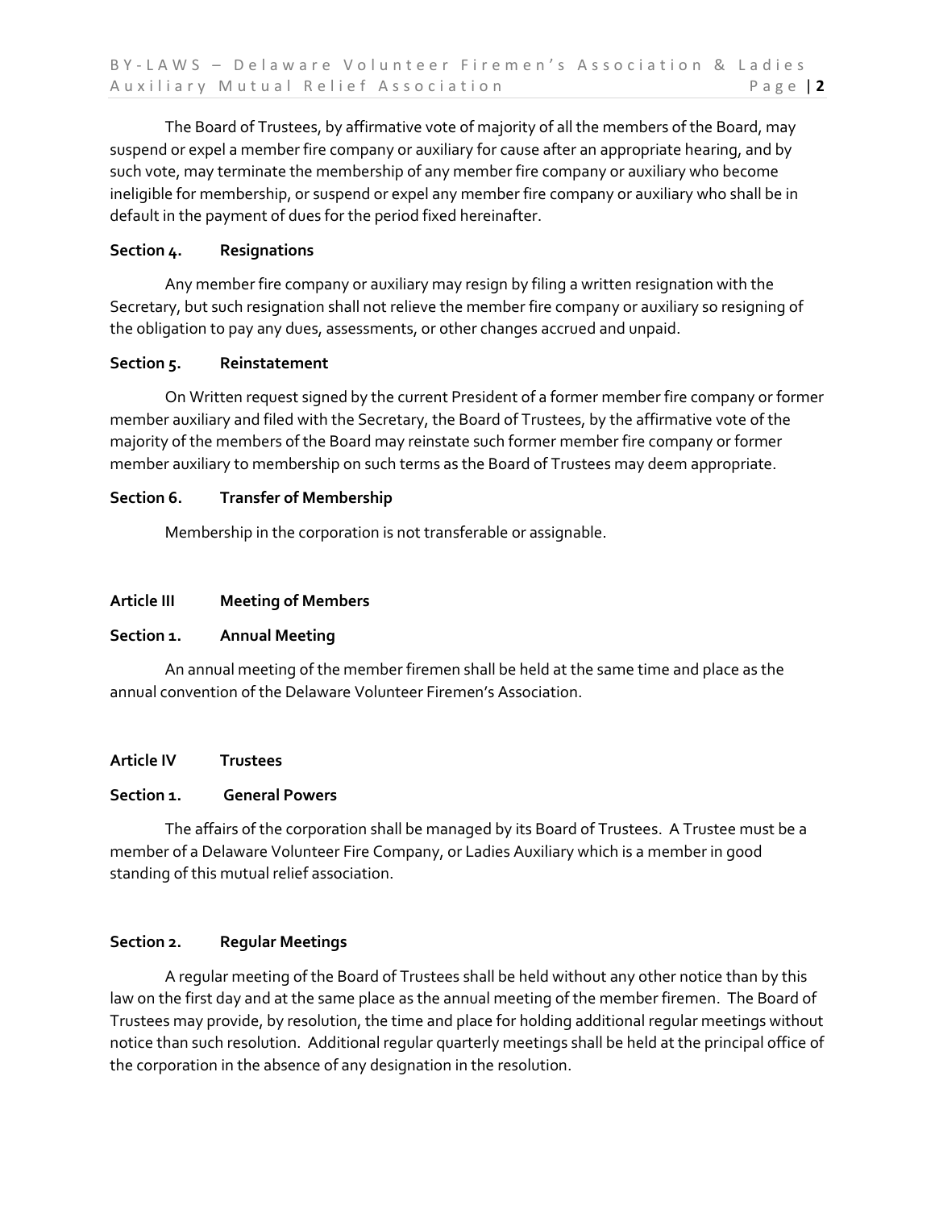The Board of Trustees, by affirmative vote of majority of all the members of the Board, may suspend or expel a member fire company or auxiliary for cause after an appropriate hearing, and by such vote, may terminate the membership of any member fire company or auxiliary who become ineligible for membership, or suspend or expel any member fire company or auxiliary who shall be in default in the payment of dues for the period fixed hereinafter.

**Section 4. Resignations**

Any member fire company or auxiliary may resign by filing a written resignation with the Secretary, but such resignation shall not relieve the member fire company or auxiliary so resigning of the obligation to pay any dues, assessments, or other changes accrued and unpaid.

**Section 5. Reinstatement**

On Written request signed by the current President of a former member fire company or former member auxiliary and filed with the Secretary, the Board of Trustees, by the affirmative vote of the majority of the members of the Board may reinstate such former member fire company or former member auxiliary to membership on such terms as the Board of Trustees may deem appropriate.

**Section 6. Transfer of Membership**

Membership in the corporation is not transferable or assignable.

## Article III Meeting of Members

**Section 1. Annual Meeting**

An annual meeting of the member firemen shall be held at the same time and place as the annual convention of the Delaware Volunteer Firemen's Association.

## Article IV Trustees

**Section 1. General Powers**

The affairs of the corporation shall be managed by its Board of Trustees. A Trustee must be a member of a Delaware Volunteer Fire Company, or Ladies Auxiliary which is a member in good standing of this mutual relief association.

**Section 2. Regular Meetings**

A regular meeting of the Board of Trustees shall be held without any other notice than by this law on the first day and at the same place as the annual meeting of the member firemen. The Board of Trustees may provide, by resolution, the time and place for holding additional regular meetings without notice than such resolution. Additional regular quarterly meetings shall be held at the principal office of the corporation in the absence of any designation in the resolution.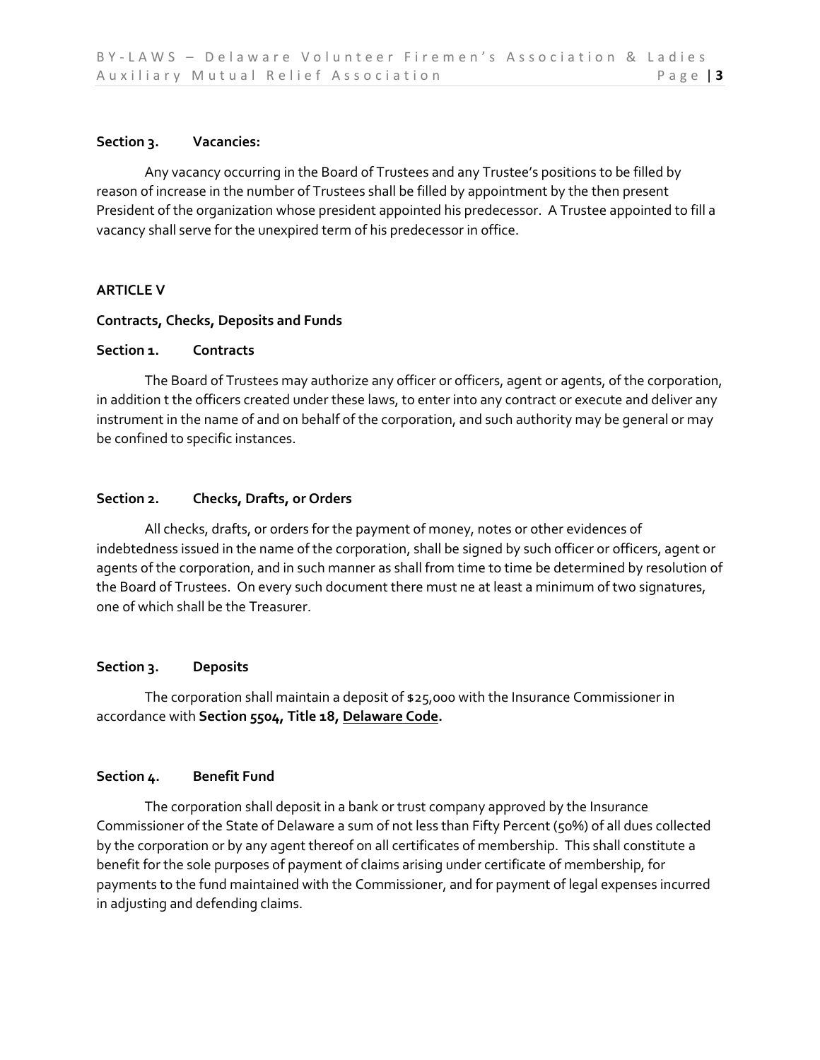**Section 3. Vacancies:**

Any vacancy occurring in the Board of Trustees and any Trustee's positions to be filled by reason of increase in the number of Trustees shall be filled by appointment by the then present President of the organization whose president appointed his predecessor. A Trustee appointed to fill a vacancy shall serve for the unexpired term of his predecessor in office.

## ARTICLE V

### Contracts, Checks, Deposits and Funds

**Section 1. Contracts**

The Board of Trustees may authorize any officer or officers, agent or agents, of the corporation, in addition t the officers created under these laws, to enter into any contract or execute and deliver any instrument in the name of and on behalf of the corporation, and such authority may be general or may be confined to specific instances.

**Section 2. Checks, Drafts, or Orders**

All checks, drafts, or orders for the payment of money, notes or other evidences of indebtedness issued in the name of the corporation, shall be signed by such officer or officers, agent or agents of the corporation, and in such manner as shall from time to time be determined by resolution of the Board of Trustees. On every such document there must ne at least a minimum of two signatures, one of which shall be the Treasurer.

**Section 3. Deposits**

The corporation shall maintain a deposit of $25,000 with the Insurance Commissioner in accordance with **Section 5504, Title 18, Delaware Code.**

**Section 4. Benefit Fund**

The corporation shall deposit in a bank or trust company approved by the Insurance Commissioner of the State of Delaware a sum of not less than Fifty Percent (50%) of all dues collected by the corporation or by any agent thereof on all certificates of membership. This shall constitute a benefit for the sole purposes of payment of claims arising under certificate of membership, for payments to the fund maintained with the Commissioner, and for payment of legal expenses incurred in adjusting and defending claims.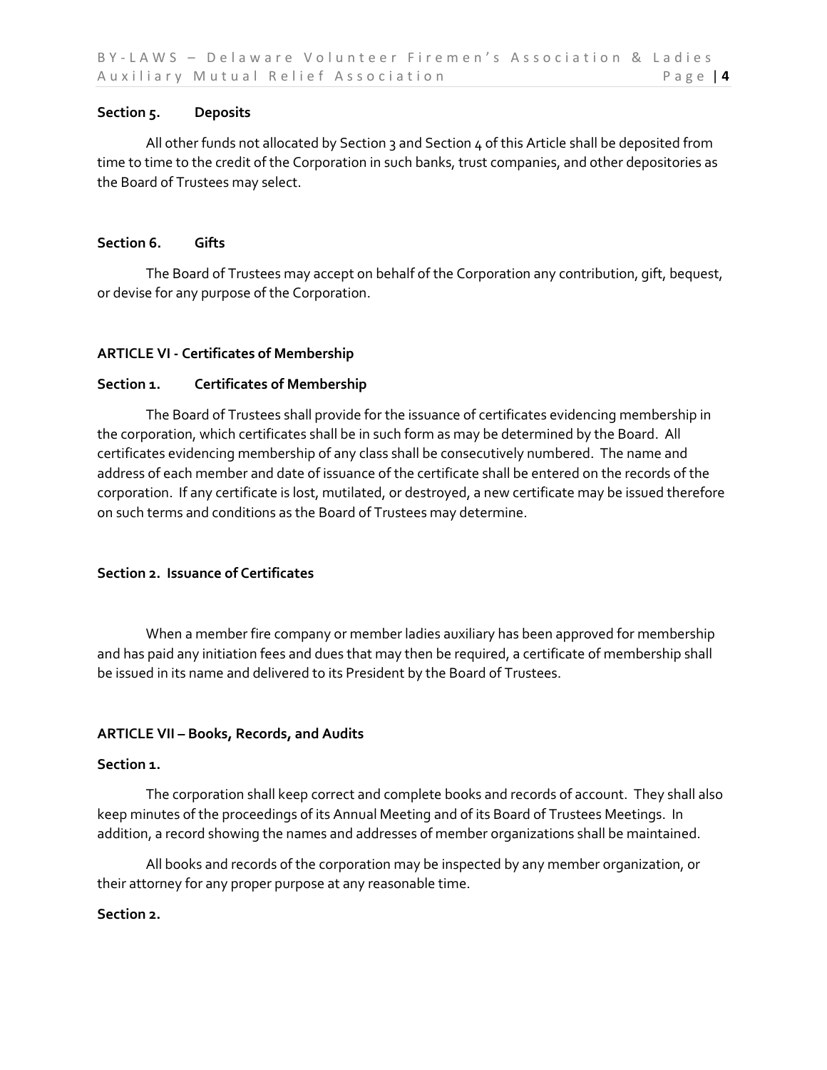### Section 5. Deposits

All other funds not allocated by Section 3 and Section 4 of this Article shall be deposited from time to time to the credit of the Corporation in such banks, trust companies, and other depositories as the Board of Trustees may select.

### Section 6. Gifts

The Board of Trustees may accept on behalf of the Corporation any contribution, gift, bequest, or devise for any purpose of the Corporation.

## ARTICLE VI - Certificates of Membership

### Section 1. Certificates of Membership

The Board of Trustees shall provide for the issuance of certificates evidencing membership in the corporation, which certificates shall be in such form as may be determined by the Board. All certificates evidencing membership of any class shall be consecutively numbered. The name and address of each member and date of issuance of the certificate shall be entered on the records of the corporation. If any certificate is lost, mutilated, or destroyed, a new certificate may be issued therefore on such terms and conditions as the Board of Trustees may determine.

### Section 2. Issuance of Certificates

When a member fire company or member ladies auxiliary has been approved for membership and has paid any initiation fees and dues that may then be required, a certificate of membership shall be issued in its name and delivered to its President by the Board of Trustees.

## ARTICLE VII – Books, Records, and Audits

### Section 1.

The corporation shall keep correct and complete books and records of account. They shall also keep minutes of the proceedings of its Annual Meeting and of its Board of Trustees Meetings. In addition, a record showing the names and addresses of member organizations shall be maintained.

All books and records of the corporation may be inspected by any member organization, or their attorney for any proper purpose at any reasonable time.

### Section 2.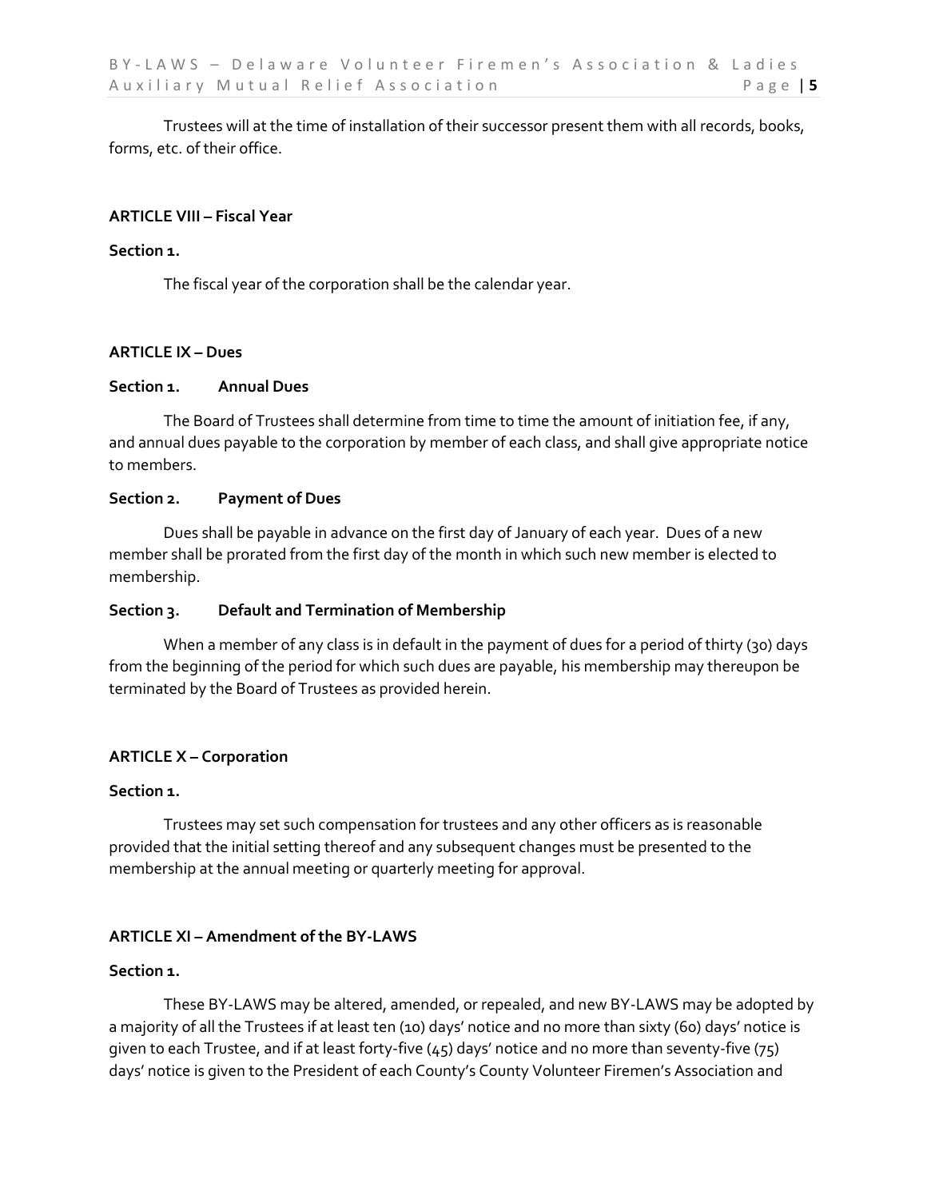Trustees will at the time of installation of their successor present them with all records, books, forms, etc. of their office.

**ARTICLE VIII – Fiscal Year**

**Section 1.**

The fiscal year of the corporation shall be the calendar year.

**ARTICLE IX – Dues**

**Section 1. Annual Dues**

The Board of Trustees shall determine from time to time the amount of initiation fee, if any, and annual dues payable to the corporation by member of each class, and shall give appropriate notice to members.

**Section 2. Payment of Dues**

Dues shall be payable in advance on the first day of January of each year. Dues of a new member shall be prorated from the first day of the month in which such new member is elected to membership.

**Section 3. Default and Termination of Membership**

When a member of any class is in default in the payment of dues for a period of thirty (30) days from the beginning of the period for which such dues are payable, his membership may thereupon be terminated by the Board of Trustees as provided herein.

**ARTICLE X – Corporation**

**Section 1.**

Trustees may set such compensation for trustees and any other officers as is reasonable provided that the initial setting thereof and any subsequent changes must be presented to the membership at the annual meeting or quarterly meeting for approval.

**ARTICLE XI – Amendment of the BY-LAWS**

**Section 1.**

These BY-LAWS may be altered, amended, or repealed, and new BY-LAWS may be adopted by a majority of all the Trustees if at least ten (10) days' notice and no more than sixty (60) days' notice is given to each Trustee, and if at least forty-five (45) days' notice and no more than seventy-five (75) days' notice is given to the President of each County's County Volunteer Firemen's Association and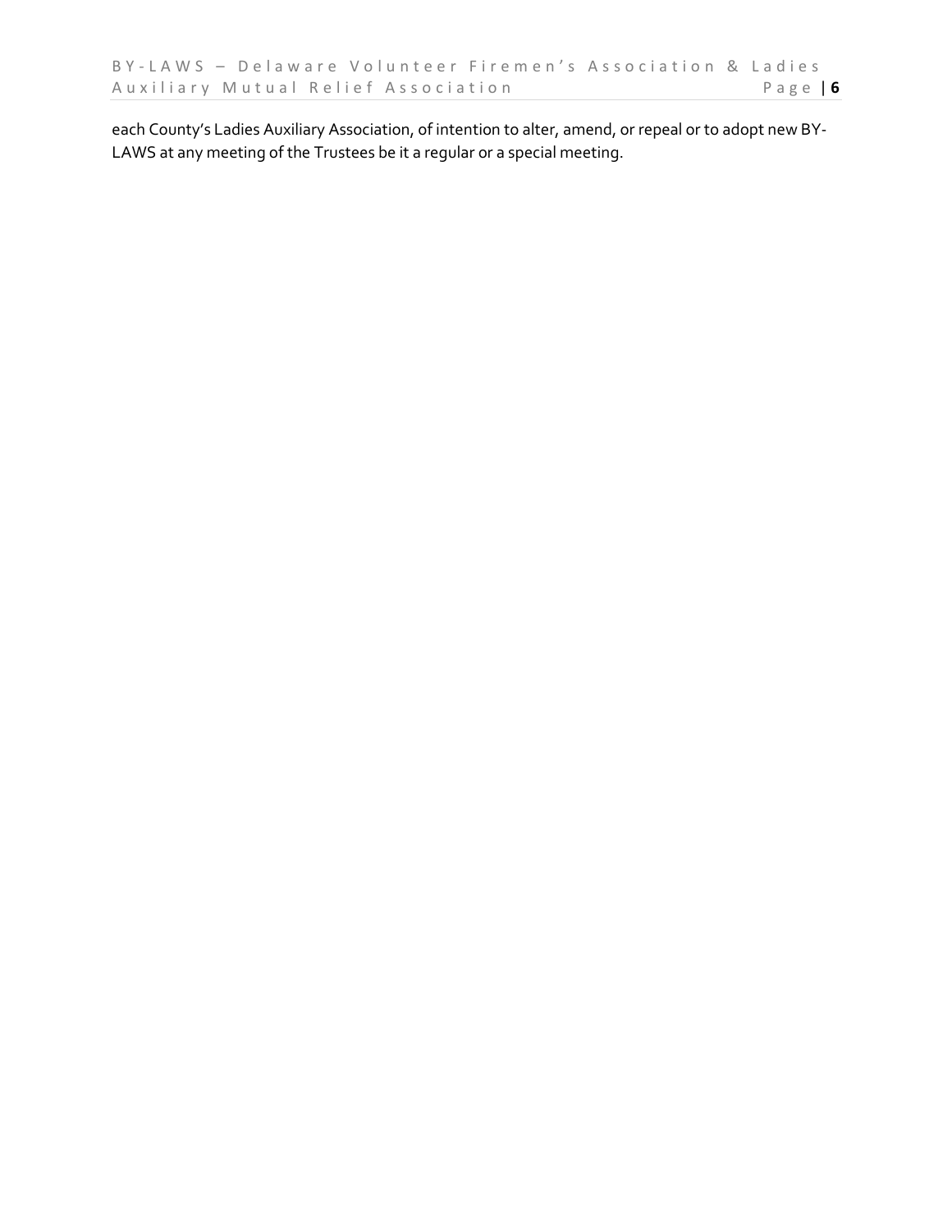each County's Ladies Auxiliary Association, of intention to alter, amend, or repeal or to adopt new BY-LAWS at any meeting of the Trustees be it a regular or a special meeting.